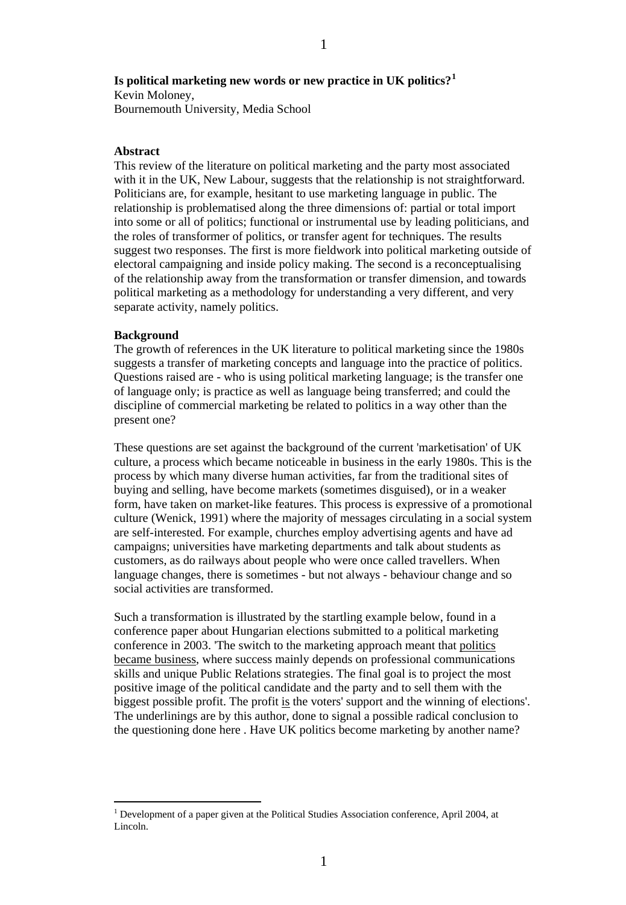# Is political marketing new words or new practice in UK politics?[1]

Kevin Moloney,
Bournemouth University, Media School

## Abstract

This review of the literature on political marketing and the party most associated with it in the UK, New Labour, suggests that the relationship is not straightforward. Politicians are, for example, hesitant to use marketing language in public. The relationship is problematised along the three dimensions of: partial or total import into some or all of politics; functional or instrumental use by leading politicians, and the roles of transformer of politics, or transfer agent for techniques. The results suggest two responses. The first is more fieldwork into political marketing outside of electoral campaigning and inside policy making. The second is a reconceptualising of the relationship away from the transformation or transfer dimension, and towards political marketing as a methodology for understanding a very different, and very separate activity, namely politics.

## Background

The growth of references in the UK literature to political marketing since the 1980s suggests a transfer of marketing concepts and language into the practice of politics. Questions raised are - who is using political marketing language; is the transfer one of language only; is practice as well as language being transferred; and could the discipline of commercial marketing be related to politics in a way other than the present one?

These questions are set against the background of the current 'marketisation' of UK culture, a process which became noticeable in business in the early 1980s. This is the process by which many diverse human activities, far from the traditional sites of buying and selling, have become markets (sometimes disguised), or in a weaker form, have taken on market-like features. This process is expressive of a promotional culture (Wenick, 1991) where the majority of messages circulating in a social system are self-interested. For example, churches employ advertising agents and have ad campaigns; universities have marketing departments and talk about students as customers, as do railways about people who were once called travellers. When language changes, there is sometimes - but not always - behaviour change and so social activities are transformed.

Such a transformation is illustrated by the startling example below, found in a conference paper about Hungarian elections submitted to a political marketing conference in 2003. 'The switch to the marketing approach meant that <u>politics became business</u>, where success mainly depends on professional communications skills and unique Public Relations strategies. The final goal is to project the most positive image of the political candidate and the party and to sell them with the biggest possible profit. The profit <u>is</u> the voters' support and the winning of elections'. The underlinings are by this author, done to signal a possible radical conclusion to the questioning done here . Have UK politics become marketing by another name?

---

[1] Development of a paper given at the Political Studies Association conference, April 2004, at Lincoln.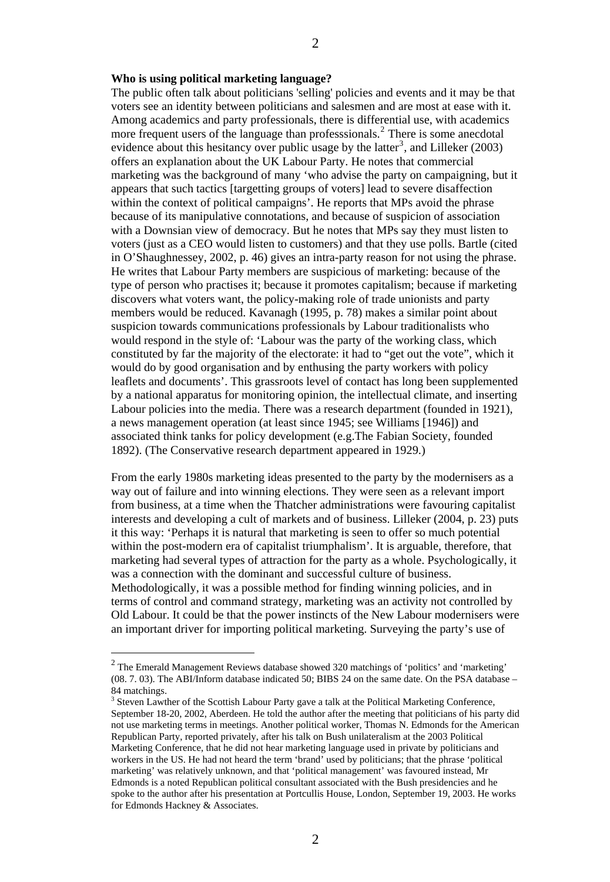**Who is using political marketing language?**

The public often talk about politicians 'selling' policies and events and it may be that voters see an identity between politicians and salesmen and are most at ease with it. Among academics and party professionals, there is differential use, with academics more frequent users of the language than professsionals.[2] There is some anecdotal evidence about this hesitancy over public usage by the latter[3], and Lilleker (2003) offers an explanation about the UK Labour Party. He notes that commercial marketing was the background of many 'who advise the party on campaigning, but it appears that such tactics [targetting groups of voters] lead to severe disaffection within the context of political campaigns'. He reports that MPs avoid the phrase because of its manipulative connotations, and because of suspicion of association with a Downsian view of democracy. But he notes that MPs say they must listen to voters (just as a CEO would listen to customers) and that they use polls. Bartle (cited in O'Shaughnessey, 2002, p. 46) gives an intra-party reason for not using the phrase. He writes that Labour Party members are suspicious of marketing: because of the type of person who practises it; because it promotes capitalism; because if marketing discovers what voters want, the policy-making role of trade unionists and party members would be reduced. Kavanagh (1995, p. 78) makes a similar point about suspicion towards communications professionals by Labour traditionalists who would respond in the style of: 'Labour was the party of the working class, which constituted by far the majority of the electorate: it had to "get out the vote", which it would do by good organisation and by enthusing the party workers with policy leaflets and documents'. This grassroots level of contact has long been supplemented by a national apparatus for monitoring opinion, the intellectual climate, and inserting Labour policies into the media. There was a research department (founded in 1921), a news management operation (at least since 1945; see Williams [1946]) and associated think tanks for policy development (e.g.The Fabian Society, founded 1892). (The Conservative research department appeared in 1929.)

From the early 1980s marketing ideas presented to the party by the modernisers as a way out of failure and into winning elections. They were seen as a relevant import from business, at a time when the Thatcher administrations were favouring capitalist interests and developing a cult of markets and of business. Lilleker (2004, p. 23) puts it this way: 'Perhaps it is natural that marketing is seen to offer so much potential within the post-modern era of capitalist triumphalism'. It is arguable, therefore, that marketing had several types of attraction for the party as a whole. Psychologically, it was a connection with the dominant and successful culture of business. Methodologically, it was a possible method for finding winning policies, and in terms of control and command strategy, marketing was an activity not controlled by Old Labour. It could be that the power instincts of the New Labour modernisers were an important driver for importing political marketing. Surveying the party's use of

[2] The Emerald Management Reviews database showed 320 matchings of 'politics' and 'marketing' (08. 7. 03). The ABI/Inform database indicated 50; BIBS 24 on the same date. On the PSA database – 84 matchings.

[3] Steven Lawther of the Scottish Labour Party gave a talk at the Political Marketing Conference, September 18-20, 2002, Aberdeen. He told the author after the meeting that politicians of his party did not use marketing terms in meetings. Another political worker, Thomas N. Edmonds for the American Republican Party, reported privately, after his talk on Bush unilateralism at the 2003 Political Marketing Conference, that he did not hear marketing language used in private by politicians and workers in the US. He had not heard the term 'brand' used by politicians; that the phrase 'political marketing' was relatively unknown, and that 'political management' was favoured instead, Mr Edmonds is a noted Republican political consultant associated with the Bush presidencies and he spoke to the author after his presentation at Portcullis House, London, September 19, 2003. He works for Edmonds Hackney & Associates.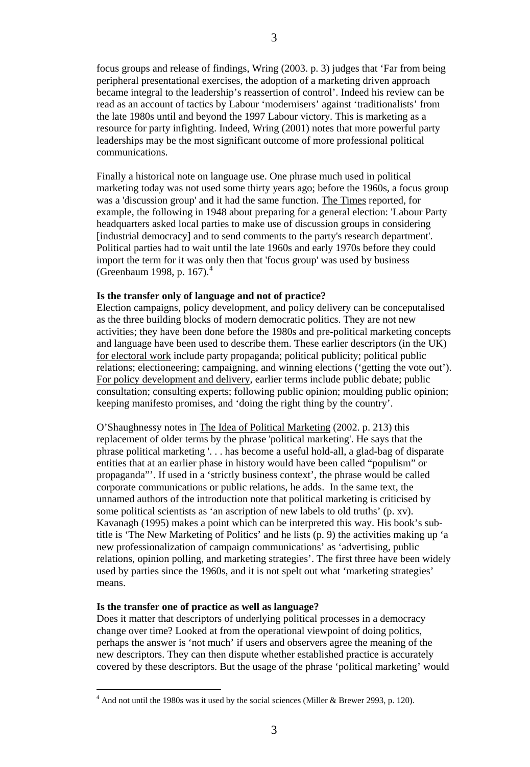focus groups and release of findings, Wring (2003. p. 3) judges that 'Far from being peripheral presentational exercises, the adoption of a marketing driven approach became integral to the leadership's reassertion of control'. Indeed his review can be read as an account of tactics by Labour 'modernisers' against 'traditionalists' from the late 1980s until and beyond the 1997 Labour victory. This is marketing as a resource for party infighting. Indeed, Wring (2001) notes that more powerful party leaderships may be the most significant outcome of more professional political communications.

Finally a historical note on language use. One phrase much used in political marketing today was not used some thirty years ago; before the 1960s, a focus group was a 'discussion group' and it had the same function. The Times reported, for example, the following in 1948 about preparing for a general election: 'Labour Party headquarters asked local parties to make use of discussion groups in considering [industrial democracy] and to send comments to the party's research department'. Political parties had to wait until the late 1960s and early 1970s before they could import the term for it was only then that 'focus group' was used by business (Greenbaum 1998, p. 167).[4]

**Is the transfer only of language and not of practice?**

Election campaigns, policy development, and policy delivery can be conceptualised as the three building blocks of modern democratic politics. They are not new activities; they have been done before the 1980s and pre-political marketing concepts and language have been used to describe them. These earlier descriptors (in the UK) for electoral work include party propaganda; political publicity; political public relations; electioneering; campaigning, and winning elections ('getting the vote out'). For policy development and delivery, earlier terms include public debate; public consultation; consulting experts; following public opinion; moulding public opinion; keeping manifesto promises, and 'doing the right thing by the country'.

O'Shaughnessy notes in The Idea of Political Marketing (2002. p. 213) this replacement of older terms by the phrase 'political marketing'. He says that the phrase political marketing '. . . has become a useful hold-all, a glad-bag of disparate entities that at an earlier phase in history would have been called "populism" or propaganda"'. If used in a 'strictly business context', the phrase would be called corporate communications or public relations, he adds. In the same text, the unnamed authors of the introduction note that political marketing is criticised by some political scientists as 'an ascription of new labels to old truths' (p. xv). Kavanagh (1995) makes a point which can be interpreted this way. His book's sub-title is 'The New Marketing of Politics' and he lists (p. 9) the activities making up 'a new professionalization of campaign communications' as 'advertising, public relations, opinion polling, and marketing strategies'. The first three have been widely used by parties since the 1960s, and it is not spelt out what 'marketing strategies' means.

**Is the transfer one of practice as well as language?**

Does it matter that descriptors of underlying political processes in a democracy change over time? Looked at from the operational viewpoint of doing politics, perhaps the answer is 'not much' if users and observers agree the meaning of the new descriptors. They can then dispute whether established practice is accurately covered by these descriptors. But the usage of the phrase 'political marketing' would

[4] And not until the 1980s was it used by the social sciences (Miller & Brewer 2993, p. 120).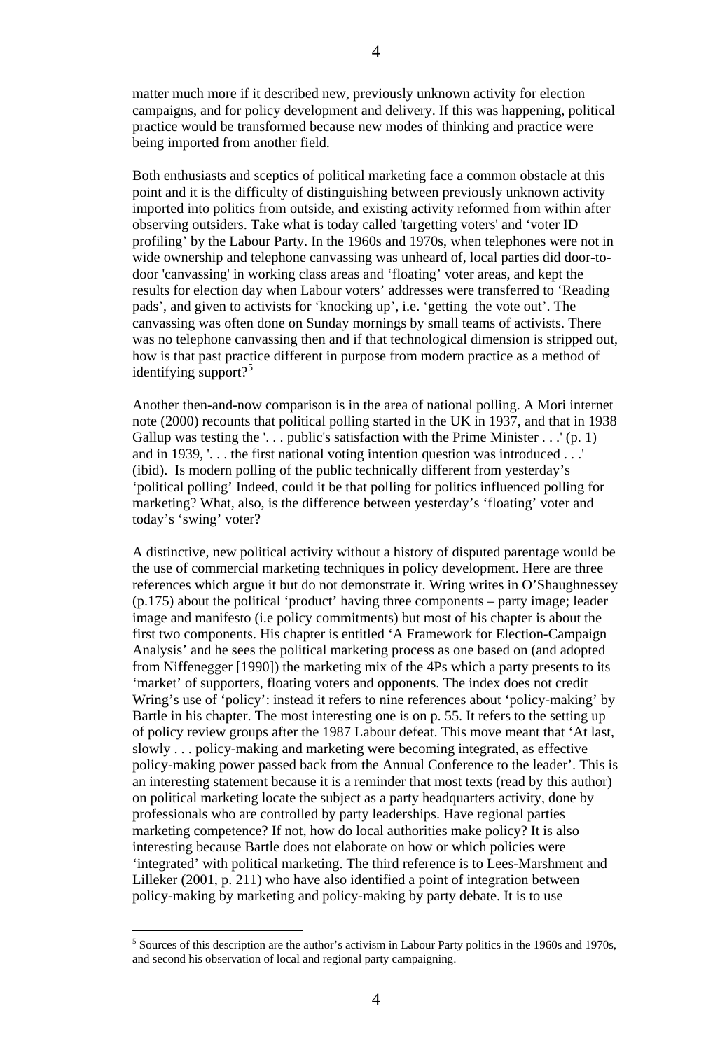matter much more if it described new, previously unknown activity for election campaigns, and for policy development and delivery. If this was happening, political practice would be transformed because new modes of thinking and practice were being imported from another field.

Both enthusiasts and sceptics of political marketing face a common obstacle at this point and it is the difficulty of distinguishing between previously unknown activity imported into politics from outside, and existing activity reformed from within after observing outsiders. Take what is today called 'targetting voters' and 'voter ID profiling' by the Labour Party. In the 1960s and 1970s, when telephones were not in wide ownership and telephone canvassing was unheard of, local parties did door-to-door 'canvassing' in working class areas and 'floating' voter areas, and kept the results for election day when Labour voters' addresses were transferred to 'Reading pads', and given to activists for 'knocking up', i.e. 'getting the vote out'. The canvassing was often done on Sunday mornings by small teams of activists. There was no telephone canvassing then and if that technological dimension is stripped out, how is that past practice different in purpose from modern practice as a method of identifying support?[5]

Another then-and-now comparison is in the area of national polling. A Mori internet note (2000) recounts that political polling started in the UK in 1937, and that in 1938 Gallup was testing the '. . . public's satisfaction with the Prime Minister . . .' (p. 1) and in 1939, '. . . the first national voting intention question was introduced . . .' (ibid). Is modern polling of the public technically different from yesterday's 'political polling' Indeed, could it be that polling for politics influenced polling for marketing? What, also, is the difference between yesterday's 'floating' voter and today's 'swing' voter?

A distinctive, new political activity without a history of disputed parentage would be the use of commercial marketing techniques in policy development. Here are three references which argue it but do not demonstrate it. Wring writes in O'Shaughnessey (p.175) about the political 'product' having three components – party image; leader image and manifesto (i.e policy commitments) but most of his chapter is about the first two components. His chapter is entitled 'A Framework for Election-Campaign Analysis' and he sees the political marketing process as one based on (and adopted from Niffenegger [1990]) the marketing mix of the 4Ps which a party presents to its 'market' of supporters, floating voters and opponents. The index does not credit Wring's use of 'policy': instead it refers to nine references about 'policy-making' by Bartle in his chapter. The most interesting one is on p. 55. It refers to the setting up of policy review groups after the 1987 Labour defeat. This move meant that 'At last, slowly . . . policy-making and marketing were becoming integrated, as effective policy-making power passed back from the Annual Conference to the leader'. This is an interesting statement because it is a reminder that most texts (read by this author) on political marketing locate the subject as a party headquarters activity, done by professionals who are controlled by party leaderships. Have regional parties marketing competence? If not, how do local authorities make policy? It is also interesting because Bartle does not elaborate on how or which policies were 'integrated' with political marketing. The third reference is to Lees-Marshment and Lilleker (2001, p. 211) who have also identified a point of integration between policy-making by marketing and policy-making by party debate. It is to use

---

[5] Sources of this description are the author's activism in Labour Party politics in the 1960s and 1970s, and second his observation of local and regional party campaigning.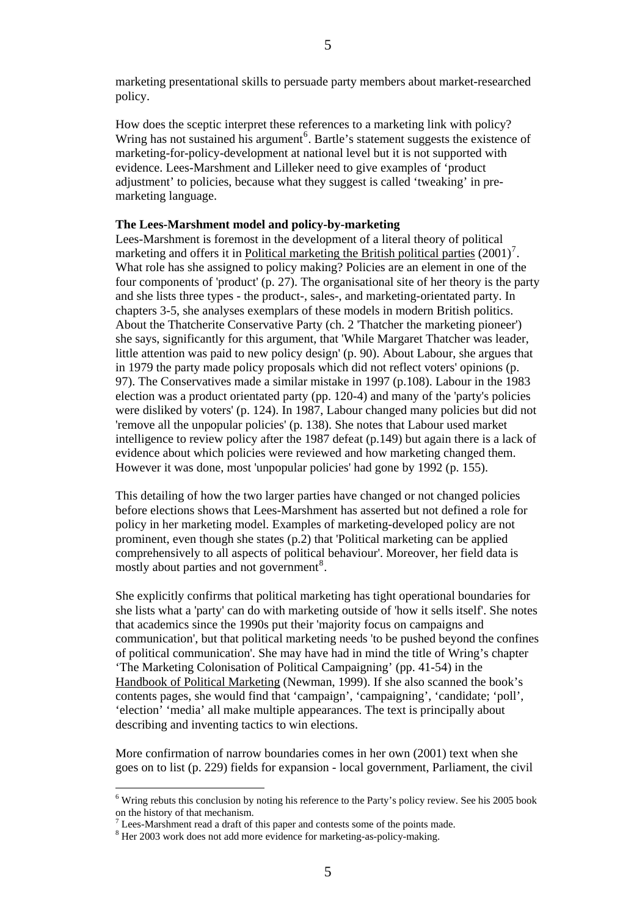marketing presentational skills to persuade party members about market-researched policy.

How does the sceptic interpret these references to a marketing link with policy? Wring has not sustained his argument[6]. Bartle's statement suggests the existence of marketing-for-policy-development at national level but it is not supported with evidence. Lees-Marshment and Lilleker need to give examples of 'product adjustment' to policies, because what they suggest is called 'tweaking' in pre-marketing language.

**The Lees-Marshment model and policy-by-marketing**

Lees-Marshment is foremost in the development of a literal theory of political marketing and offers it in Political marketing the British political parties (2001)[7]. What role has she assigned to policy making? Policies are an element in one of the four components of 'product' (p. 27). The organisational site of her theory is the party and she lists three types - the product-, sales-, and marketing-orientated party. In chapters 3-5, she analyses exemplars of these models in modern British politics. About the Thatcherite Conservative Party (ch. 2 'Thatcher the marketing pioneer') she says, significantly for this argument, that 'While Margaret Thatcher was leader, little attention was paid to new policy design' (p. 90). About Labour, she argues that in 1979 the party made policy proposals which did not reflect voters' opinions (p. 97). The Conservatives made a similar mistake in 1997 (p.108). Labour in the 1983 election was a product orientated party (pp. 120-4) and many of the 'party's policies were disliked by voters' (p. 124). In 1987, Labour changed many policies but did not 'remove all the unpopular policies' (p. 138). She notes that Labour used market intelligence to review policy after the 1987 defeat (p.149) but again there is a lack of evidence about which policies were reviewed and how marketing changed them. However it was done, most 'unpopular policies' had gone by 1992 (p. 155).

This detailing of how the two larger parties have changed or not changed policies before elections shows that Lees-Marshment has asserted but not defined a role for policy in her marketing model. Examples of marketing-developed policy are not prominent, even though she states (p.2) that 'Political marketing can be applied comprehensively to all aspects of political behaviour'. Moreover, her field data is mostly about parties and not government[8].

She explicitly confirms that political marketing has tight operational boundaries for she lists what a 'party' can do with marketing outside of 'how it sells itself'. She notes that academics since the 1990s put their 'majority focus on campaigns and communication', but that political marketing needs 'to be pushed beyond the confines of political communication'. She may have had in mind the title of Wring's chapter 'The Marketing Colonisation of Political Campaigning' (pp. 41-54) in the Handbook of Political Marketing (Newman, 1999). If she also scanned the book's contents pages, she would find that 'campaign', 'campaigning', 'candidate; 'poll', 'election' 'media' all make multiple appearances. The text is principally about describing and inventing tactics to win elections.

More confirmation of narrow boundaries comes in her own (2001) text when she goes on to list (p. 229) fields for expansion - local government, Parliament, the civil

---

[6] Wring rebuts this conclusion by noting his reference to the Party's policy review. See his 2005 book on the history of that mechanism.

[7] Lees-Marshment read a draft of this paper and contests some of the points made.

[8] Her 2003 work does not add more evidence for marketing-as-policy-making.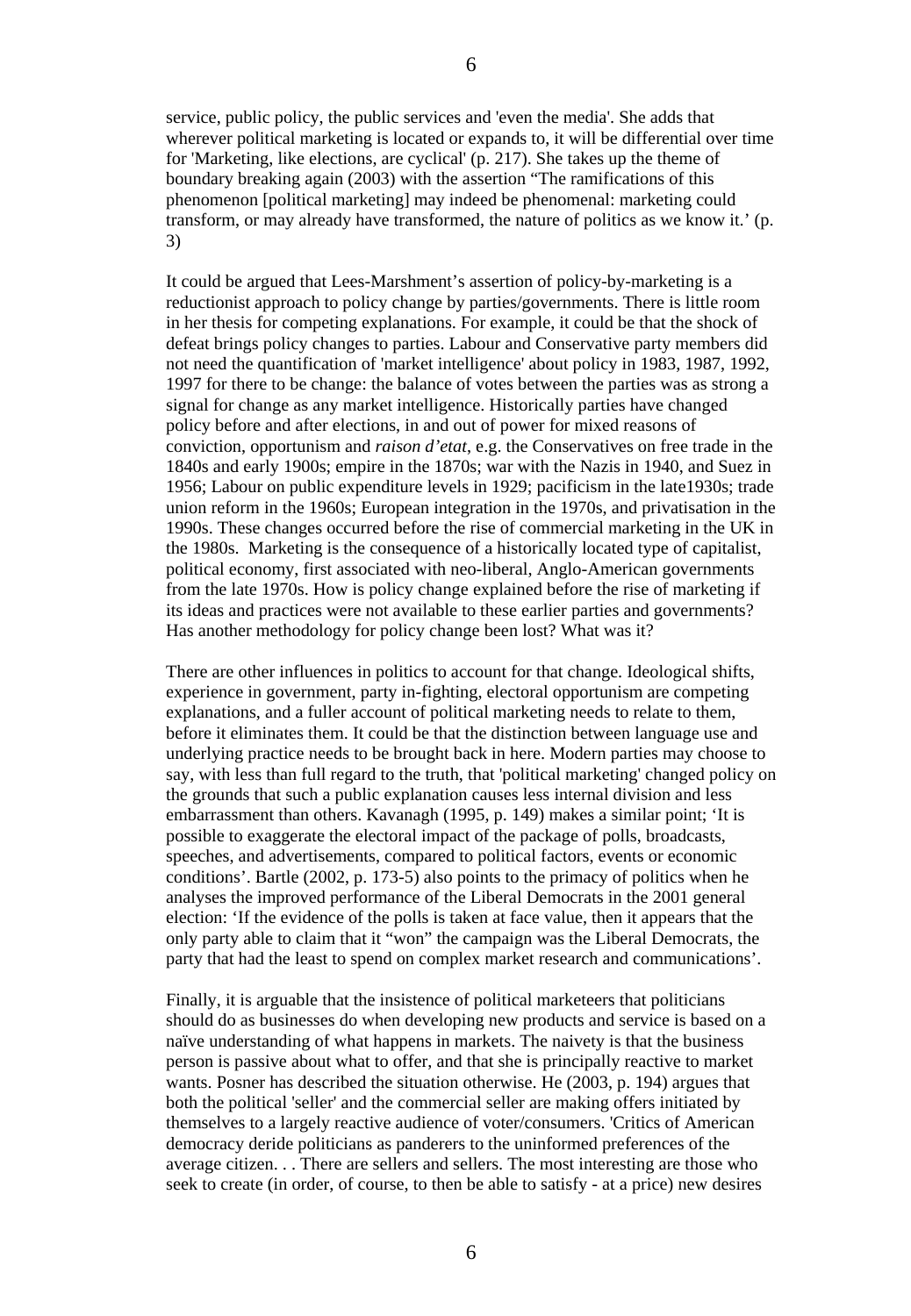service, public policy, the public services and 'even the media'. She adds that wherever political marketing is located or expands to, it will be differential over time for 'Marketing, like elections, are cyclical' (p. 217). She takes up the theme of boundary breaking again (2003) with the assertion "The ramifications of this phenomenon [political marketing] may indeed be phenomenal: marketing could transform, or may already have transformed, the nature of politics as we know it.' (p. 3)

It could be argued that Lees-Marshment's assertion of policy-by-marketing is a reductionist approach to policy change by parties/governments. There is little room in her thesis for competing explanations. For example, it could be that the shock of defeat brings policy changes to parties. Labour and Conservative party members did not need the quantification of 'market intelligence' about policy in 1983, 1987, 1992, 1997 for there to be change: the balance of votes between the parties was as strong a signal for change as any market intelligence. Historically parties have changed policy before and after elections, in and out of power for mixed reasons of conviction, opportunism and *raison d'etat*, e.g. the Conservatives on free trade in the 1840s and early 1900s; empire in the 1870s; war with the Nazis in 1940, and Suez in 1956; Labour on public expenditure levels in 1929; pacificism in the late1930s; trade union reform in the 1960s; European integration in the 1970s, and privatisation in the 1990s. These changes occurred before the rise of commercial marketing in the UK in the 1980s. Marketing is the consequence of a historically located type of capitalist, political economy, first associated with neo-liberal, Anglo-American governments from the late 1970s. How is policy change explained before the rise of marketing if its ideas and practices were not available to these earlier parties and governments? Has another methodology for policy change been lost? What was it?

There are other influences in politics to account for that change. Ideological shifts, experience in government, party in-fighting, electoral opportunism are competing explanations, and a fuller account of political marketing needs to relate to them, before it eliminates them. It could be that the distinction between language use and underlying practice needs to be brought back in here. Modern parties may choose to say, with less than full regard to the truth, that 'political marketing' changed policy on the grounds that such a public explanation causes less internal division and less embarrassment than others. Kavanagh (1995, p. 149) makes a similar point; 'It is possible to exaggerate the electoral impact of the package of polls, broadcasts, speeches, and advertisements, compared to political factors, events or economic conditions'. Bartle (2002, p. 173-5) also points to the primacy of politics when he analyses the improved performance of the Liberal Democrats in the 2001 general election: 'If the evidence of the polls is taken at face value, then it appears that the only party able to claim that it "won" the campaign was the Liberal Democrats, the party that had the least to spend on complex market research and communications'.

Finally, it is arguable that the insistence of political marketeers that politicians should do as businesses do when developing new products and service is based on a naïve understanding of what happens in markets. The naivety is that the business person is passive about what to offer, and that she is principally reactive to market wants. Posner has described the situation otherwise. He (2003, p. 194) argues that both the political 'seller' and the commercial seller are making offers initiated by themselves to a largely reactive audience of voter/consumers. 'Critics of American democracy deride politicians as panderers to the uninformed preferences of the average citizen. . . There are sellers and sellers. The most interesting are those who seek to create (in order, of course, to then be able to satisfy - at a price) new desires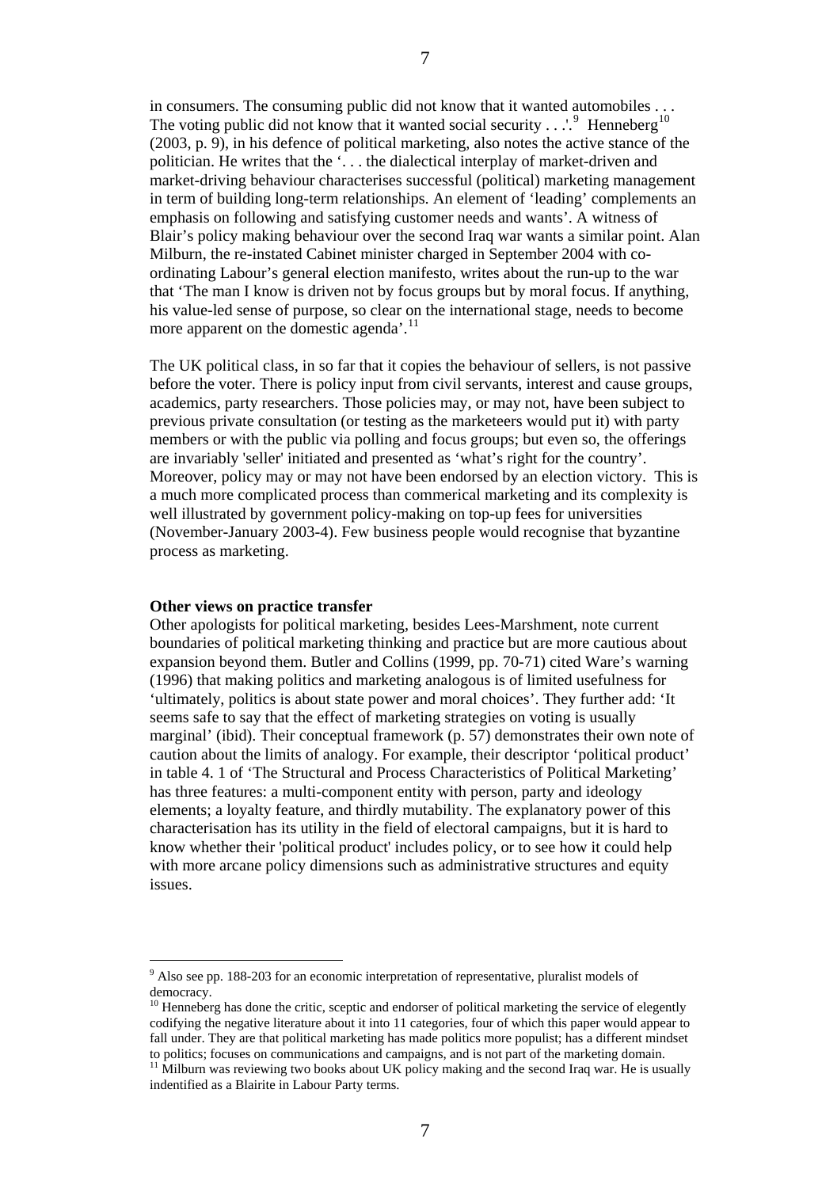in consumers. The consuming public did not know that it wanted automobiles . . . The voting public did not know that it wanted social security . . .'.[9] Henneberg[10] (2003, p. 9), in his defence of political marketing, also notes the active stance of the politician. He writes that the '. . . the dialectical interplay of market-driven and market-driving behaviour characterises successful (political) marketing management in term of building long-term relationships. An element of 'leading' complements an emphasis on following and satisfying customer needs and wants'. A witness of Blair's policy making behaviour over the second Iraq war wants a similar point. Alan Milburn, the re-instated Cabinet minister charged in September 2004 with co-ordinating Labour's general election manifesto, writes about the run-up to the war that 'The man I know is driven not by focus groups but by moral focus. If anything, his value-led sense of purpose, so clear on the international stage, needs to become more apparent on the domestic agenda'.[11]

The UK political class, in so far that it copies the behaviour of sellers, is not passive before the voter. There is policy input from civil servants, interest and cause groups, academics, party researchers. Those policies may, or may not, have been subject to previous private consultation (or testing as the marketeers would put it) with party members or with the public via polling and focus groups; but even so, the offerings are invariably 'seller' initiated and presented as 'what's right for the country'. Moreover, policy may or may not have been endorsed by an election victory. This is a much more complicated process than commerical marketing and its complexity is well illustrated by government policy-making on top-up fees for universities (November-January 2003-4). Few business people would recognise that byzantine process as marketing.

**Other views on practice transfer**

Other apologists for political marketing, besides Lees-Marshment, note current boundaries of political marketing thinking and practice but are more cautious about expansion beyond them. Butler and Collins (1999, pp. 70-71) cited Ware's warning (1996) that making politics and marketing analogous is of limited usefulness for 'ultimately, politics is about state power and moral choices'. They further add: 'It seems safe to say that the effect of marketing strategies on voting is usually marginal' (ibid). Their conceptual framework (p. 57) demonstrates their own note of caution about the limits of analogy. For example, their descriptor 'political product' in table 4. 1 of 'The Structural and Process Characteristics of Political Marketing' has three features: a multi-component entity with person, party and ideology elements; a loyalty feature, and thirdly mutability. The explanatory power of this characterisation has its utility in the field of electoral campaigns, but it is hard to know whether their 'political product' includes policy, or to see how it could help with more arcane policy dimensions such as administrative structures and equity issues.

---

[9] Also see pp. 188-203 for an economic interpretation of representative, pluralist models of democracy.

[10] Henneberg has done the critic, sceptic and endorser of political marketing the service of elegently codifying the negative literature about it into 11 categories, four of which this paper would appear to fall under. They are that political marketing has made politics more populist; has a different mindset to politics; focuses on communications and campaigns, and is not part of the marketing domain.

[11] Milburn was reviewing two books about UK policy making and the second Iraq war. He is usually indentified as a Blairite in Labour Party terms.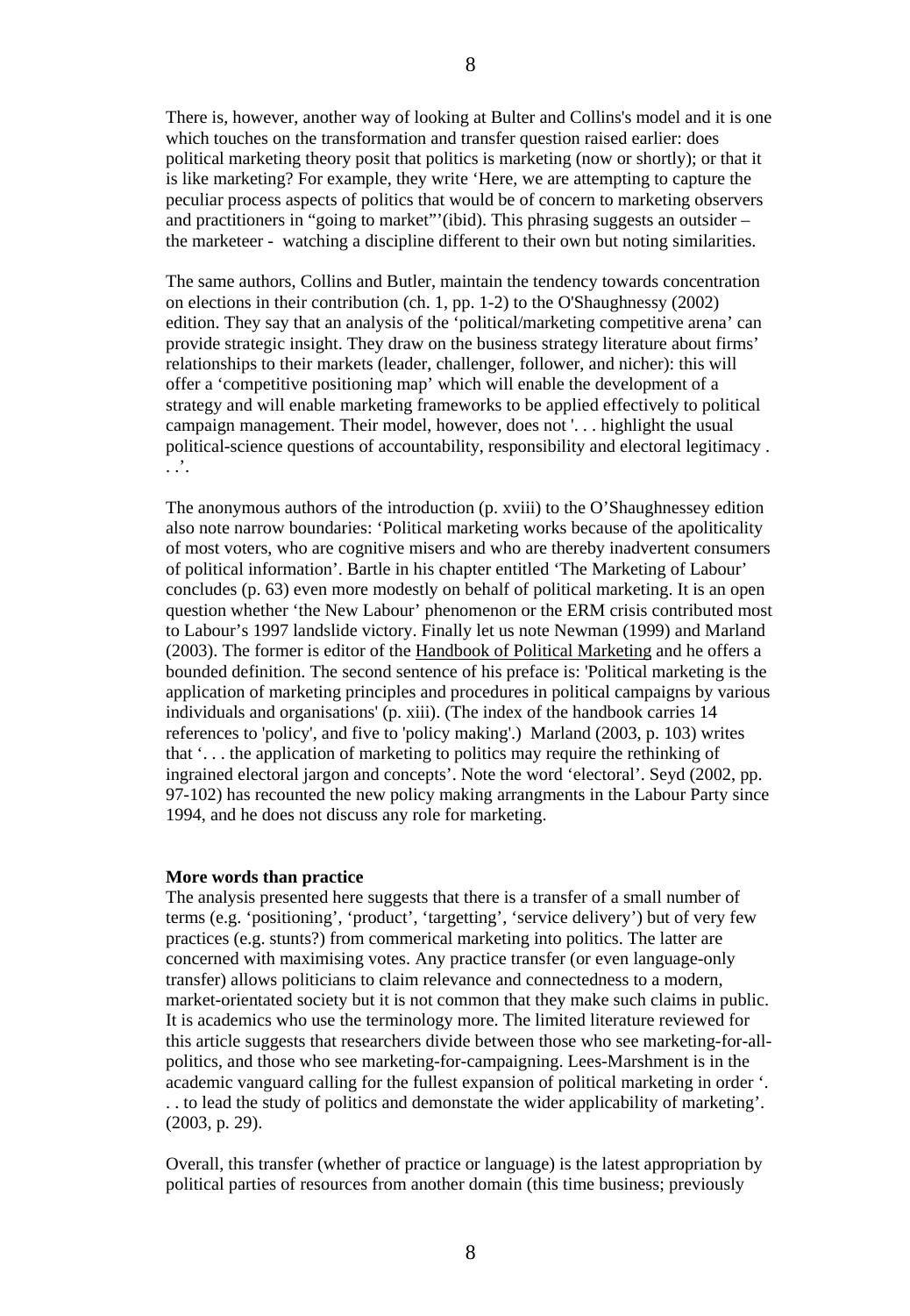There is, however, another way of looking at Bulter and Collins's model and it is one which touches on the transformation and transfer question raised earlier: does political marketing theory posit that politics is marketing (now or shortly); or that it is like marketing? For example, they write 'Here, we are attempting to capture the peculiar process aspects of politics that would be of concern to marketing observers and practitioners in "going to market"'(ibid). This phrasing suggests an outsider – the marketeer - watching a discipline different to their own but noting similarities.

The same authors, Collins and Butler, maintain the tendency towards concentration on elections in their contribution (ch. 1, pp. 1-2) to the O'Shaughnessy (2002) edition. They say that an analysis of the 'political/marketing competitive arena' can provide strategic insight. They draw on the business strategy literature about firms' relationships to their markets (leader, challenger, follower, and nicher): this will offer a 'competitive positioning map' which will enable the development of a strategy and will enable marketing frameworks to be applied effectively to political campaign management. Their model, however, does not '. . . highlight the usual political-science questions of accountability, responsibility and electoral legitimacy . . .'.

The anonymous authors of the introduction (p. xviii) to the O'Shaughnessey edition also note narrow boundaries: 'Political marketing works because of the apoliticality of most voters, who are cognitive misers and who are thereby inadvertent consumers of political information'. Bartle in his chapter entitled 'The Marketing of Labour' concludes (p. 63) even more modestly on behalf of political marketing. It is an open question whether 'the New Labour' phenomenon or the ERM crisis contributed most to Labour's 1997 landslide victory. Finally let us note Newman (1999) and Marland (2003). The former is editor of the Handbook of Political Marketing and he offers a bounded definition. The second sentence of his preface is: 'Political marketing is the application of marketing principles and procedures in political campaigns by various individuals and organisations' (p. xiii). (The index of the handbook carries 14 references to 'policy', and five to 'policy making'.) Marland (2003, p. 103) writes that '. . . the application of marketing to politics may require the rethinking of ingrained electoral jargon and concepts'. Note the word 'electoral'. Seyd (2002, pp. 97-102) has recounted the new policy making arrangments in the Labour Party since 1994, and he does not discuss any role for marketing.

**More words than practice**

The analysis presented here suggests that there is a transfer of a small number of terms (e.g. 'positioning', 'product', 'targetting', 'service delivery') but of very few practices (e.g. stunts?) from commerical marketing into politics. The latter are concerned with maximising votes. Any practice transfer (or even language-only transfer) allows politicians to claim relevance and connectedness to a modern, market-orientated society but it is not common that they make such claims in public. It is academics who use the terminology more. The limited literature reviewed for this article suggests that researchers divide between those who see marketing-for-all-politics, and those who see marketing-for-campaigning. Lees-Marshment is in the academic vanguard calling for the fullest expansion of political marketing in order '. . . to lead the study of politics and demonstate the wider applicability of marketing'. (2003, p. 29).

Overall, this transfer (whether of practice or language) is the latest appropriation by political parties of resources from another domain (this time business; previously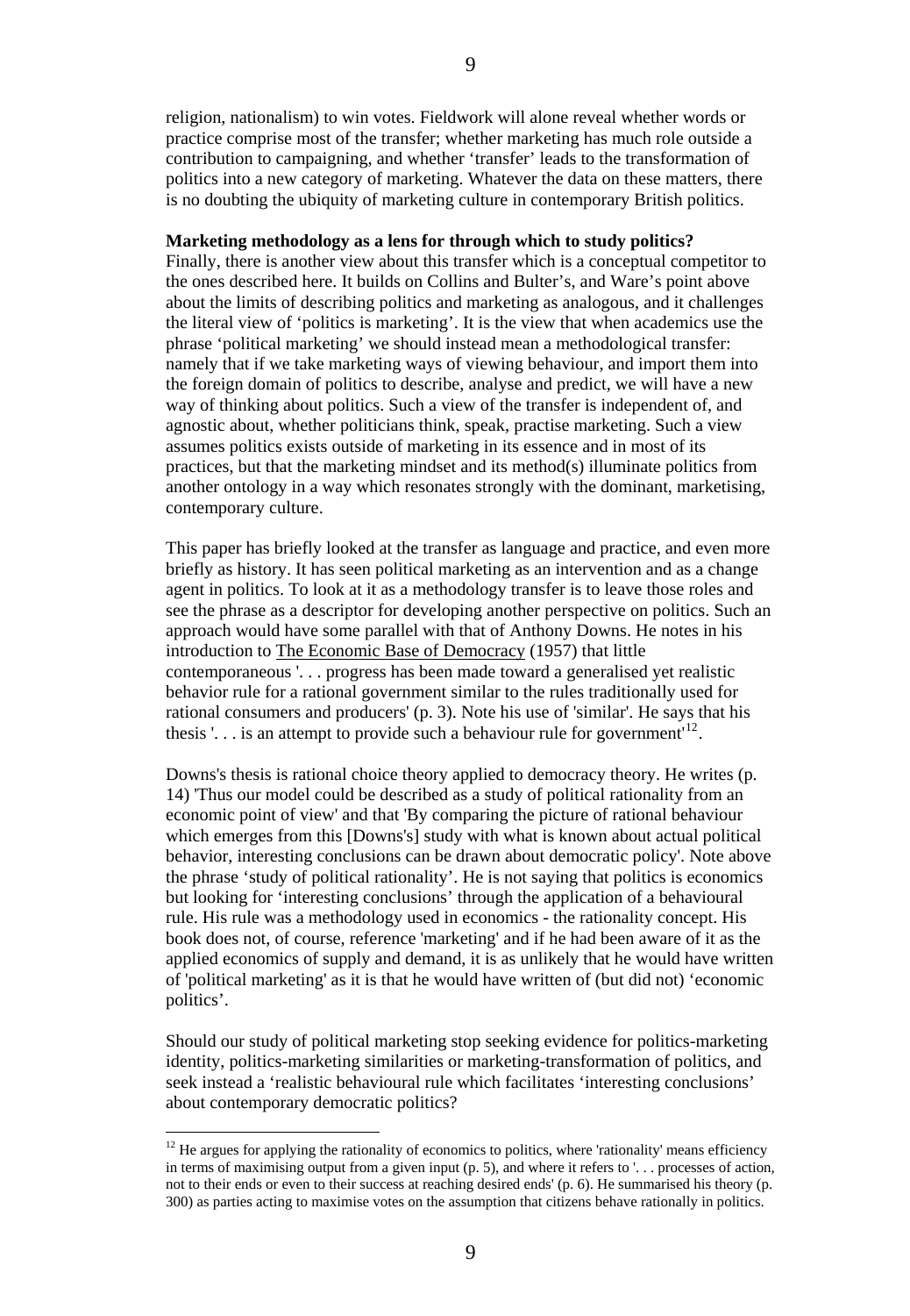religion, nationalism) to win votes. Fieldwork will alone reveal whether words or practice comprise most of the transfer; whether marketing has much role outside a contribution to campaigning, and whether 'transfer' leads to the transformation of politics into a new category of marketing. Whatever the data on these matters, there is no doubting the ubiquity of marketing culture in contemporary British politics.

**Marketing methodology as a lens for through which to study politics?**

Finally, there is another view about this transfer which is a conceptual competitor to the ones described here. It builds on Collins and Bulter's, and Ware's point above about the limits of describing politics and marketing as analogous, and it challenges the literal view of 'politics is marketing'. It is the view that when academics use the phrase 'political marketing' we should instead mean a methodological transfer: namely that if we take marketing ways of viewing behaviour, and import them into the foreign domain of politics to describe, analyse and predict, we will have a new way of thinking about politics. Such a view of the transfer is independent of, and agnostic about, whether politicians think, speak, practise marketing. Such a view assumes politics exists outside of marketing in its essence and in most of its practices, but that the marketing mindset and its method(s) illuminate politics from another ontology in a way which resonates strongly with the dominant, marketising, contemporary culture.

This paper has briefly looked at the transfer as language and practice, and even more briefly as history. It has seen political marketing as an intervention and as a change agent in politics. To look at it as a methodology transfer is to leave those roles and see the phrase as a descriptor for developing another perspective on politics. Such an approach would have some parallel with that of Anthony Downs. He notes in his introduction to The Economic Base of Democracy (1957) that little contemporaneous '. . . progress has been made toward a generalised yet realistic behavior rule for a rational government similar to the rules traditionally used for rational consumers and producers' (p. 3). Note his use of 'similar'. He says that his thesis '. . . is an attempt to provide such a behaviour rule for government'[12].

Downs's thesis is rational choice theory applied to democracy theory. He writes (p. 14) 'Thus our model could be described as a study of political rationality from an economic point of view' and that 'By comparing the picture of rational behaviour which emerges from this [Downs's] study with what is known about actual political behavior, interesting conclusions can be drawn about democratic policy'. Note above the phrase 'study of political rationality'. He is not saying that politics is economics but looking for 'interesting conclusions' through the application of a behavioural rule. His rule was a methodology used in economics - the rationality concept. His book does not, of course, reference 'marketing' and if he had been aware of it as the applied economics of supply and demand, it is as unlikely that he would have written of 'political marketing' as it is that he would have written of (but did not) 'economic politics'.

Should our study of political marketing stop seeking evidence for politics-marketing identity, politics-marketing similarities or marketing-transformation of politics, and seek instead a 'realistic behavioural rule which facilitates 'interesting conclusions' about contemporary democratic politics?

[12] He argues for applying the rationality of economics to politics, where 'rationality' means efficiency in terms of maximising output from a given input (p. 5), and where it refers to '. . . processes of action, not to their ends or even to their success at reaching desired ends' (p. 6). He summarised his theory (p. 300) as parties acting to maximise votes on the assumption that citizens behave rationally in politics.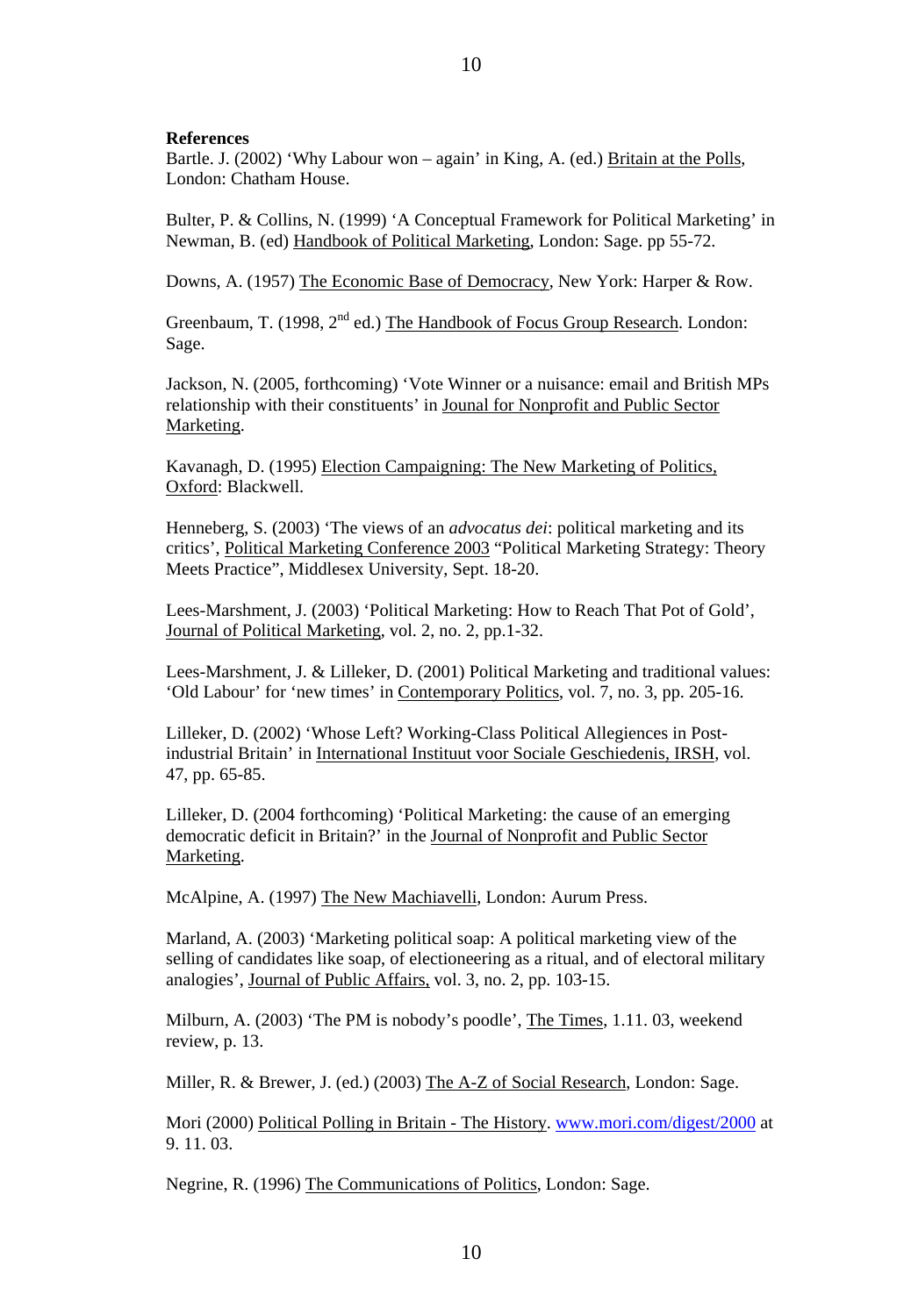**References**

Bartle. J. (2002) 'Why Labour won – again' in King, A. (ed.) Britain at the Polls, London: Chatham House.

Bulter, P. & Collins, N. (1999) 'A Conceptual Framework for Political Marketing' in Newman, B. (ed) Handbook of Political Marketing, London: Sage. pp 55-72.

Downs, A. (1957) The Economic Base of Democracy, New York: Harper & Row.

Greenbaum, T. (1998, 2nd ed.) The Handbook of Focus Group Research. London: Sage.

Jackson, N. (2005, forthcoming) 'Vote Winner or a nuisance: email and British MPs relationship with their constituents' in Jounal for Nonprofit and Public Sector Marketing.

Kavanagh, D. (1995) Election Campaigning: The New Marketing of Politics, Oxford: Blackwell.

Henneberg, S. (2003) 'The views of an *advocatus dei*: political marketing and its critics', Political Marketing Conference 2003 "Political Marketing Strategy: Theory Meets Practice", Middlesex University, Sept. 18-20.

Lees-Marshment, J. (2003) 'Political Marketing: How to Reach That Pot of Gold', Journal of Political Marketing, vol. 2, no. 2, pp.1-32.

Lees-Marshment, J. & Lilleker, D. (2001) Political Marketing and traditional values: 'Old Labour' for 'new times' in Contemporary Politics, vol. 7, no. 3, pp. 205-16.

Lilleker, D. (2002) 'Whose Left? Working-Class Political Allegiences in Post-industrial Britain' in International Instituut voor Sociale Geschiedenis, IRSH, vol. 47, pp. 65-85.

Lilleker, D. (2004 forthcoming) 'Political Marketing: the cause of an emerging democratic deficit in Britain?' in the Journal of Nonprofit and Public Sector Marketing.

McAlpine, A. (1997) The New Machiavelli, London: Aurum Press.

Marland, A. (2003) 'Marketing political soap: A political marketing view of the selling of candidates like soap, of electioneering as a ritual, and of electoral military analogies', Journal of Public Affairs, vol. 3, no. 2, pp. 103-15.

Milburn, A. (2003) 'The PM is nobody's poodle', The Times, 1.11. 03, weekend review, p. 13.

Miller, R. & Brewer, J. (ed.) (2003) The A-Z of Social Research, London: Sage.

Mori (2000) Political Polling in Britain - The History. www.mori.com/digest/2000 at 9. 11. 03.

Negrine, R. (1996) The Communications of Politics, London: Sage.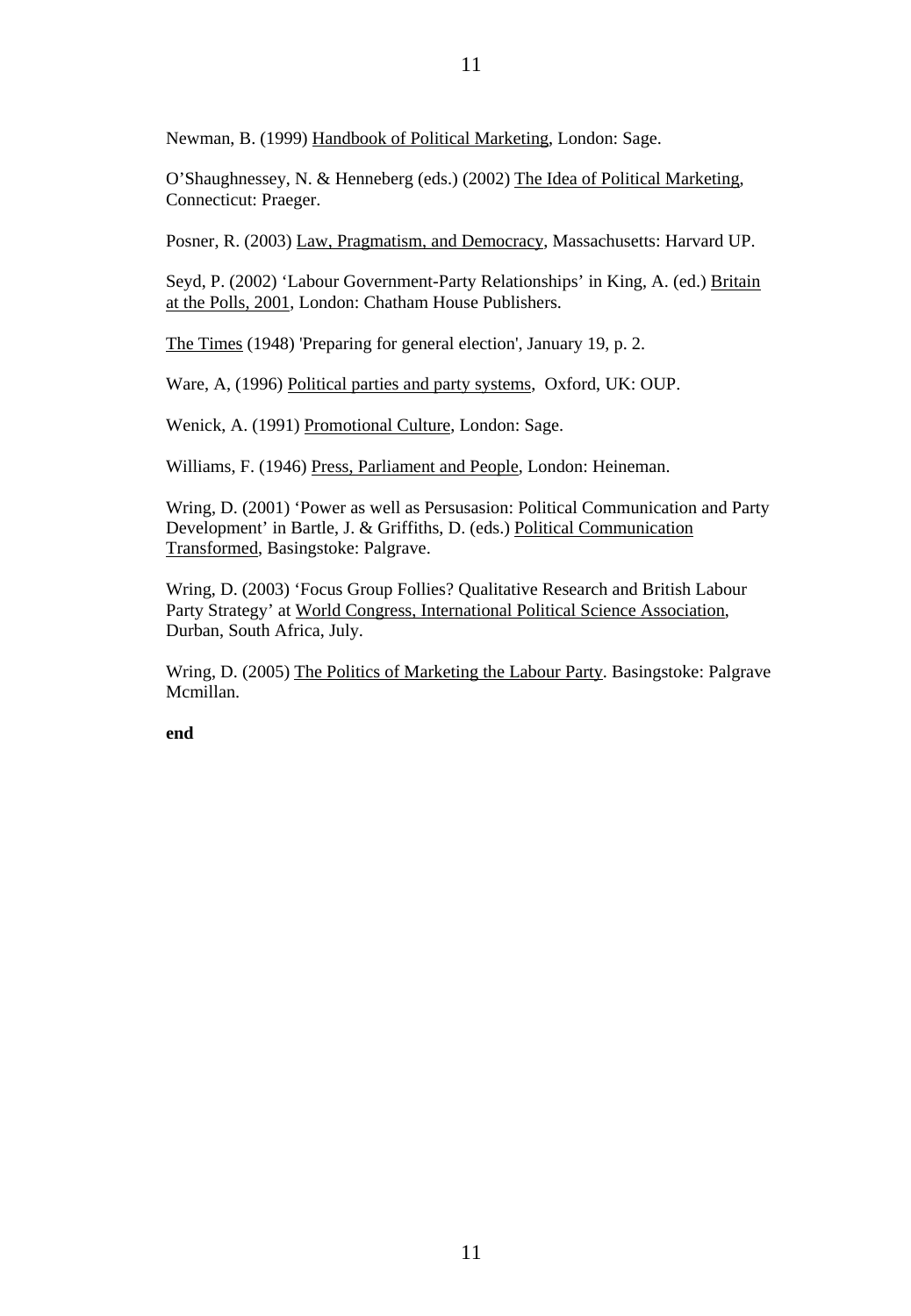Newman, B. (1999) Handbook of Political Marketing, London: Sage.

O'Shaughnessey, N. & Henneberg (eds.) (2002) The Idea of Political Marketing, Connecticut: Praeger.

Posner, R. (2003) Law, Pragmatism, and Democracy, Massachusetts: Harvard UP.

Seyd, P. (2002) 'Labour Government-Party Relationships' in King, A. (ed.) Britain at the Polls, 2001, London: Chatham House Publishers.

The Times (1948) 'Preparing for general election', January 19, p. 2.

Ware, A, (1996) Political parties and party systems, Oxford, UK: OUP.

Wenick, A. (1991) Promotional Culture, London: Sage.

Williams, F. (1946) Press, Parliament and People, London: Heineman.

Wring, D. (2001) 'Power as well as Persusasion: Political Communication and Party Development' in Bartle, J. & Griffiths, D. (eds.) Political Communication Transformed, Basingstoke: Palgrave.

Wring, D. (2003) 'Focus Group Follies? Qualitative Research and British Labour Party Strategy' at World Congress, International Political Science Association, Durban, South Africa, July.

Wring, D. (2005) The Politics of Marketing the Labour Party. Basingstoke: Palgrave Mcmillan.

**end**